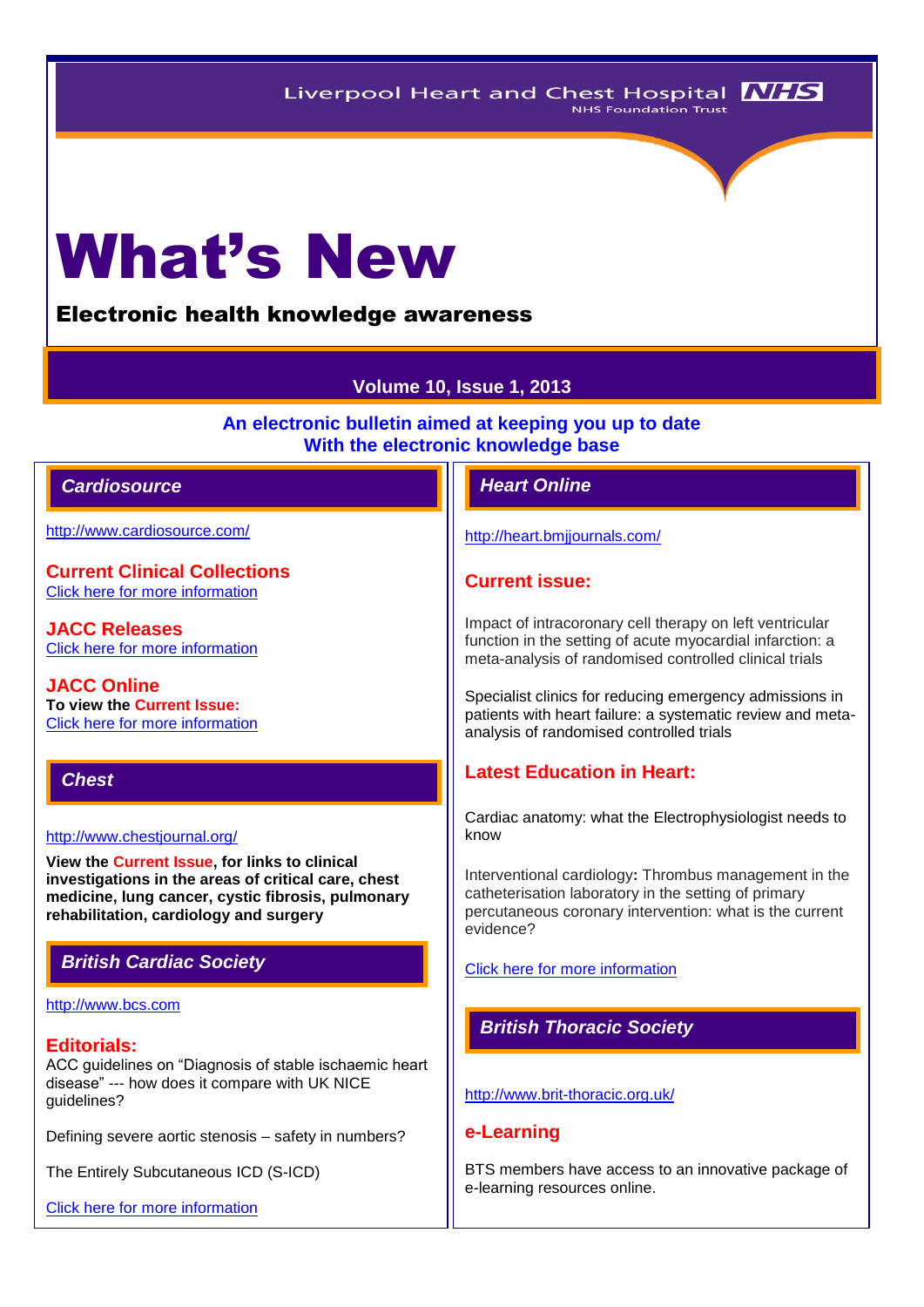Liverpool Heart and Chest Hospital NHS Foundation Trust

# What's New

## Electronic health knowledge awareness

**Volume 10, Issue 1, 2013**

**An electronic bulletin aimed at keeping you up to date With the electronic knowledge base**

## *Cardiosource*

http://www.cardiosource.com/

### Current Clinical Collections

Click here for more information

### JACC Releases

Click here for more information

### JACC Online

**To view the Current Issue:**

Click here for more information

## *Chest*

http://www.chestjournal.org/

**View the Current Issue, for links to clinical investigations in the areas of critical care, chest medicine, lung cancer, cystic fibrosis, pulmonary rehabilitation, cardiology and surgery**

## *British Cardiac Society*

http://www.bcs.com

### Editorials:

ACC guidelines on "Diagnosis of stable ischaemic heart disease" --- how does it compare with UK NICE guidelines?

Defining severe aortic stenosis – safety in numbers?

The Entirely Subcutaneous ICD (S-ICD)

Click here for more information

## *Heart Online*

http://heart.bmjjournals.com/

### Current issue:

Impact of intracoronary cell therapy on left ventricular function in the setting of acute myocardial infarction: a meta-analysis of randomised controlled clinical trials

Specialist clinics for reducing emergency admissions in patients with heart failure: a systematic review and meta-analysis of randomised controlled trials

### Latest Education in Heart:

Cardiac anatomy: what the Electrophysiologist needs to know

Interventional cardiology**:** Thrombus management in the catheterisation laboratory in the setting of primary percutaneous coronary intervention: what is the current evidence?

Click here for more information

## *British Thoracic Society*

http://www.brit-thoracic.org.uk/

### e-Learning

BTS members have access to an innovative package of e-learning resources online.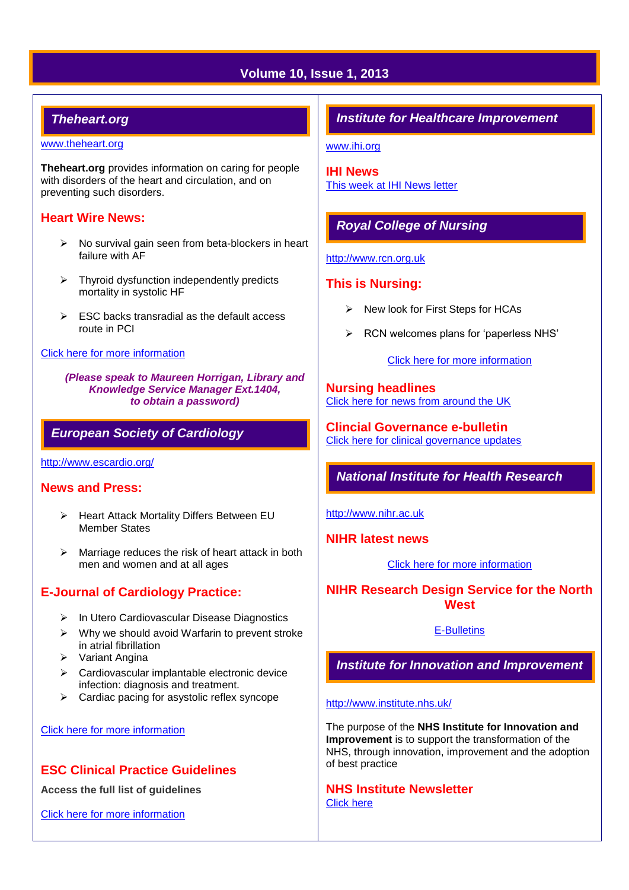**Volume 10, Issue 1, 2013**

## *Theheart.org*

www.theheart.org

**Theheart.org** provides information on caring for people with disorders of the heart and circulation, and on preventing such disorders.

### Heart Wire News:

- No survival gain seen from beta-blockers in heart failure with AF
- Thyroid dysfunction independently predicts mortality in systolic HF
- ESC backs transradial as the default access route in PCI

Click here for more information

***(Please speak to Maureen Horrigan, Library and Knowledge Service Manager Ext.1404, to obtain a password)***

## *European Society of Cardiology*

http://www.escardio.org/

### News and Press:

- Heart Attack Mortality Differs Between EU Member States
- Marriage reduces the risk of heart attack in both men and women and at all ages

### E-Journal of Cardiology Practice:

- In Utero Cardiovascular Disease Diagnostics
- Why we should avoid Warfarin to prevent stroke in atrial fibrillation
- Variant Angina
- Cardiovascular implantable electronic device infection: diagnosis and treatment.
- Cardiac pacing for asystolic reflex syncope

Click here for more information

### ESC Clinical Practice Guidelines

**Access the full list of guidelines**

Click here for more information

## *Institute for Healthcare Improvement*

www.ihi.org

### IHI News

This week at IHI News letter

## *Royal College of Nursing*

http://www.rcn.org.uk

### This is Nursing:

- New look for First Steps for HCAs
- RCN welcomes plans for 'paperless NHS'

Click here for more information

### Nursing headlines

Click here for news from around the UK

### Clincial Governance e-bulletin

Click here for clinical governance updates

## *National Institute for Health Research*

http://www.nihr.ac.uk

### NIHR latest news

Click here for more information

### NIHR Research Design Service for the North West

E-Bulletins

## *Institute for Innovation and Improvement*

http://www.institute.nhs.uk/

The purpose of the **NHS Institute for Innovation and Improvement** is to support the transformation of the NHS, through innovation, improvement and the adoption of best practice

### NHS Institute Newsletter

Click here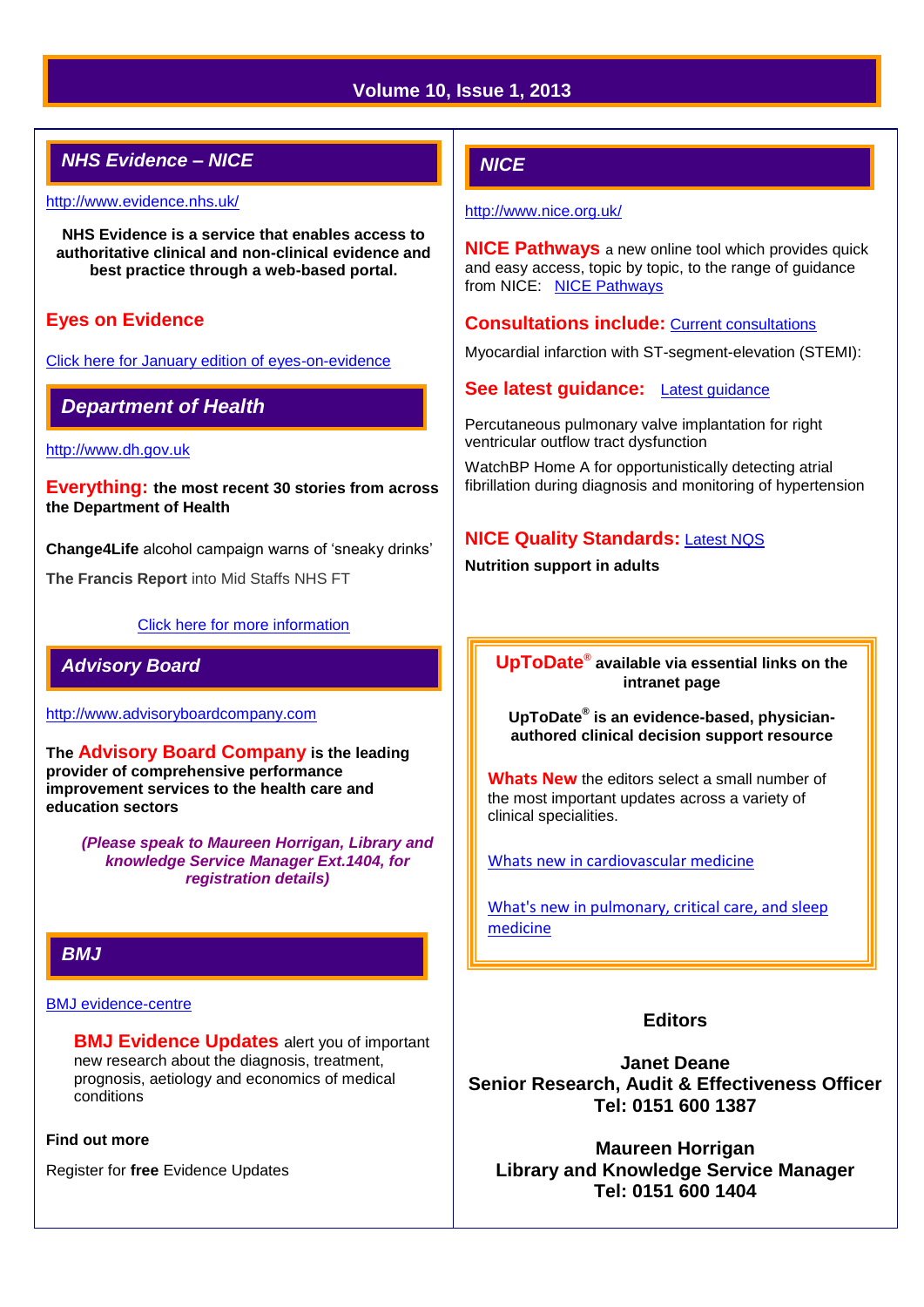## NHS Evidence – NICE

http://www.evidence.nhs.uk/

**NHS Evidence is a service that enables access to authoritative clinical and non-clinical evidence and best practice through a web-based portal.**

### Eyes on Evidence

Click here for January edition of eyes-on-evidence

## Department of Health

http://www.dh.gov.uk

**Everything: the most recent 30 stories from across the Department of Health**

**Change4Life** alcohol campaign warns of 'sneaky drinks'

**The Francis Report** into Mid Staffs NHS FT

Click here for more information

## Advisory Board

http://www.advisoryboardcompany.com

**The Advisory Board Company is the leading provider of comprehensive performance improvement services to the health care and education sectors**

***(Please speak to Maureen Horrigan, Library and knowledge Service Manager Ext.1404, for registration details)***

## BMJ

BMJ evidence-centre

**BMJ Evidence Updates** alert you of important new research about the diagnosis, treatment, prognosis, aetiology and economics of medical conditions

**Find out more**

Register for **free** Evidence Updates

## NICE

http://www.nice.org.uk/

**NICE Pathways** a new online tool which provides quick and easy access, topic by topic, to the range of guidance from NICE: NICE Pathways

**Consultations include:** Current consultations

Myocardial infarction with ST-segment-elevation (STEMI):

**See latest guidance:** Latest guidance

Percutaneous pulmonary valve implantation for right ventricular outflow tract dysfunction

WatchBP Home A for opportunistically detecting atrial fibrillation during diagnosis and monitoring of hypertension

**NICE Quality Standards:** Latest NQS

**Nutrition support in adults**

**UpToDate® available via essential links on the intranet page**

**UpToDate® is an evidence-based, physician-authored clinical decision support resource**

**Whats New** the editors select a small number of the most important updates across a variety of clinical specialities.

Whats new in cardiovascular medicine

What's new in pulmonary, critical care, and sleep medicine

**Editors**

**Janet Deane**
**Senior Research, Audit & Effectiveness Officer**
**Tel: 0151 600 1387**

**Maureen Horrigan**
**Library and Knowledge Service Manager**
**Tel: 0151 600 1404**